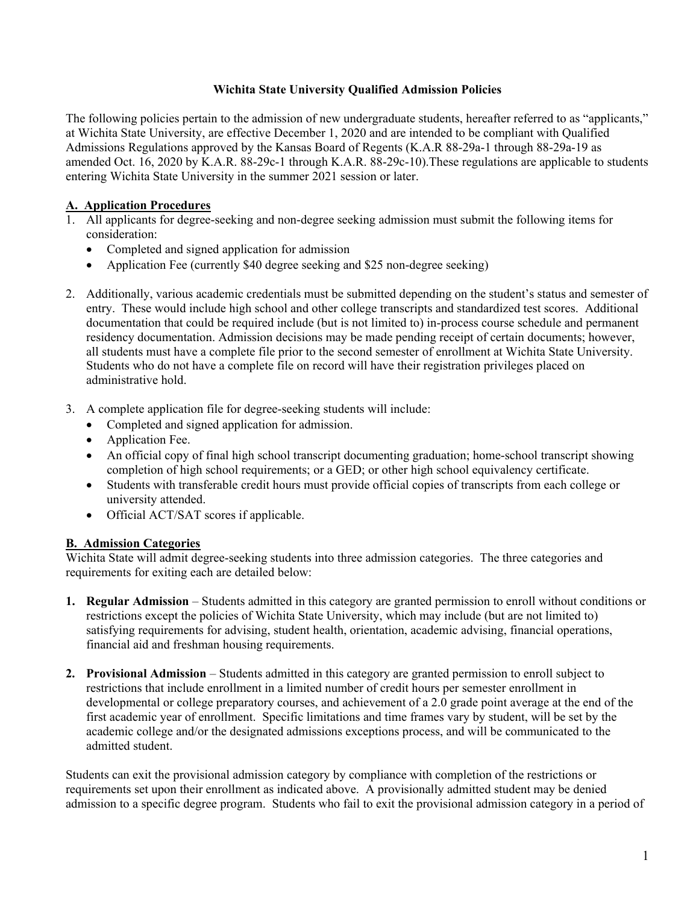# Wichita State University Qualified Admission Policies

The following policies pertain to the admission of new undergraduate students, hereafter referred to as "applicants," at Wichita State University, are effective December 1, 2020 and are intended to be compliant with Qualified Admissions Regulations approved by the Kansas Board of Regents (K.A.R 88-29a-1 through 88-29a-19 as amended Oct. 16, 2020 by K.A.R. 88-29c-1 through K.A.R. 88-29c-10).These regulations are applicable to students entering Wichita State University in the summer 2021 session or later.

## A. Application Procedures

1. All applicants for degree-seeking and non-degree seeking admission must submit the following items for consideration:
   - Completed and signed application for admission
   - Application Fee (currently $40 degree seeking and $25 non-degree seeking)

2. Additionally, various academic credentials must be submitted depending on the student's status and semester of entry. These would include high school and other college transcripts and standardized test scores. Additional documentation that could be required include (but is not limited to) in-process course schedule and permanent residency documentation. Admission decisions may be made pending receipt of certain documents; however, all students must have a complete file prior to the second semester of enrollment at Wichita State University. Students who do not have a complete file on record will have their registration privileges placed on administrative hold.

3. A complete application file for degree-seeking students will include:
   - Completed and signed application for admission.
   - Application Fee.
   - An official copy of final high school transcript documenting graduation; home-school transcript showing completion of high school requirements; or a GED; or other high school equivalency certificate.
   - Students with transferable credit hours must provide official copies of transcripts from each college or university attended.
   - Official ACT/SAT scores if applicable.

## B. Admission Categories

Wichita State will admit degree-seeking students into three admission categories. The three categories and requirements for exiting each are detailed below:

1. **Regular Admission** – Students admitted in this category are granted permission to enroll without conditions or restrictions except the policies of Wichita State University, which may include (but are not limited to) satisfying requirements for advising, student health, orientation, academic advising, financial operations, financial aid and freshman housing requirements.

2. **Provisional Admission** – Students admitted in this category are granted permission to enroll subject to restrictions that include enrollment in a limited number of credit hours per semester enrollment in developmental or college preparatory courses, and achievement of a 2.0 grade point average at the end of the first academic year of enrollment. Specific limitations and time frames vary by student, will be set by the academic college and/or the designated admissions exceptions process, and will be communicated to the admitted student.

Students can exit the provisional admission category by compliance with completion of the restrictions or requirements set upon their enrollment as indicated above. A provisionally admitted student may be denied admission to a specific degree program. Students who fail to exit the provisional admission category in a period of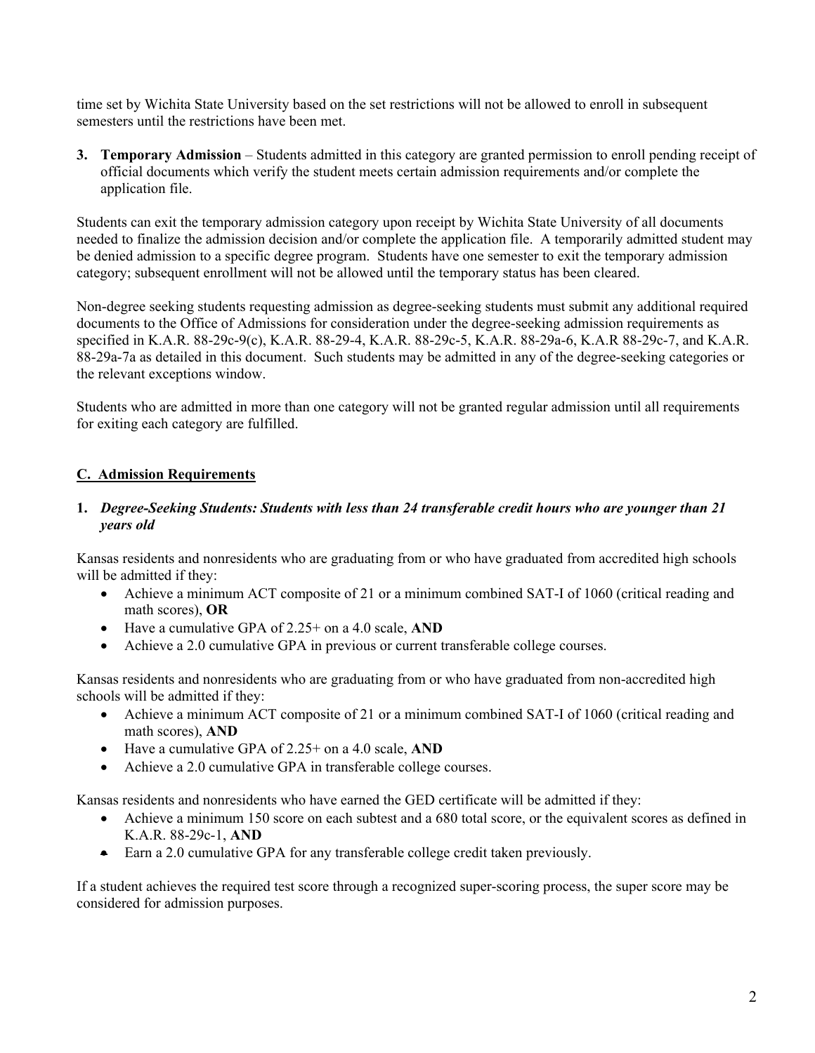time set by Wichita State University based on the set restrictions will not be allowed to enroll in subsequent semesters until the restrictions have been met.

3. **Temporary Admission** – Students admitted in this category are granted permission to enroll pending receipt of official documents which verify the student meets certain admission requirements and/or complete the application file.

Students can exit the temporary admission category upon receipt by Wichita State University of all documents needed to finalize the admission decision and/or complete the application file. A temporarily admitted student may be denied admission to a specific degree program. Students have one semester to exit the temporary admission category; subsequent enrollment will not be allowed until the temporary status has been cleared.

Non-degree seeking students requesting admission as degree-seeking students must submit any additional required documents to the Office of Admissions for consideration under the degree-seeking admission requirements as specified in K.A.R. 88-29c-9(c), K.A.R. 88-29-4, K.A.R. 88-29c-5, K.A.R. 88-29a-6, K.A.R 88-29c-7, and K.A.R. 88-29a-7a as detailed in this document. Such students may be admitted in any of the degree-seeking categories or the relevant exceptions window.

Students who are admitted in more than one category will not be granted regular admission until all requirements for exiting each category are fulfilled.

## C. Admission Requirements

### 1. *Degree-Seeking Students: Students with less than 24 transferable credit hours who are younger than 21 years old*

Kansas residents and nonresidents who are graduating from or who have graduated from accredited high schools will be admitted if they:

- Achieve a minimum ACT composite of 21 or a minimum combined SAT-I of 1060 (critical reading and math scores), **OR**
- Have a cumulative GPA of 2.25+ on a 4.0 scale, **AND**
- Achieve a 2.0 cumulative GPA in previous or current transferable college courses.

Kansas residents and nonresidents who are graduating from or who have graduated from non-accredited high schools will be admitted if they:

- Achieve a minimum ACT composite of 21 or a minimum combined SAT-I of 1060 (critical reading and math scores), **AND**
- Have a cumulative GPA of 2.25+ on a 4.0 scale, **AND**
- Achieve a 2.0 cumulative GPA in transferable college courses.

Kansas residents and nonresidents who have earned the GED certificate will be admitted if they:

- Achieve a minimum 150 score on each subtest and a 680 total score, or the equivalent scores as defined in K.A.R. 88-29c-1, **AND**
- Earn a 2.0 cumulative GPA for any transferable college credit taken previously.

If a student achieves the required test score through a recognized super-scoring process, the super score may be considered for admission purposes.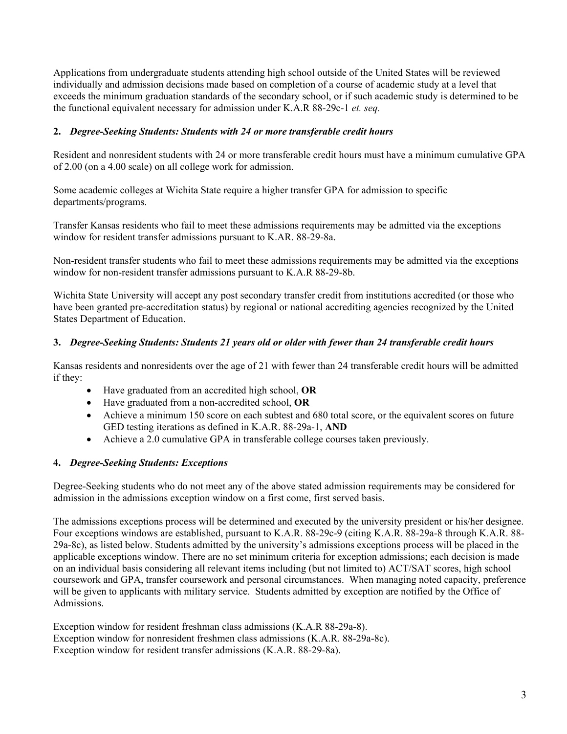Applications from undergraduate students attending high school outside of the United States will be reviewed individually and admission decisions made based on completion of a course of academic study at a level that exceeds the minimum graduation standards of the secondary school, or if such academic study is determined to be the functional equivalent necessary for admission under K.A.R 88-29c-1 *et. seq.*

**2.** ***Degree-Seeking Students: Students with 24 or more transferable credit hours***

Resident and nonresident students with 24 or more transferable credit hours must have a minimum cumulative GPA of 2.00 (on a 4.00 scale) on all college work for admission.

Some academic colleges at Wichita State require a higher transfer GPA for admission to specific departments/programs.

Transfer Kansas residents who fail to meet these admissions requirements may be admitted via the exceptions window for resident transfer admissions pursuant to K.AR. 88-29-8a.

Non-resident transfer students who fail to meet these admissions requirements may be admitted via the exceptions window for non-resident transfer admissions pursuant to K.A.R 88-29-8b.

Wichita State University will accept any post secondary transfer credit from institutions accredited (or those who have been granted pre-accreditation status) by regional or national accrediting agencies recognized by the United States Department of Education.

**3.** ***Degree-Seeking Students: Students 21 years old or older with fewer than 24 transferable credit hours***

Kansas residents and nonresidents over the age of 21 with fewer than 24 transferable credit hours will be admitted if they:

- Have graduated from an accredited high school, **OR**
- Have graduated from a non-accredited school, **OR**
- Achieve a minimum 150 score on each subtest and 680 total score, or the equivalent scores on future GED testing iterations as defined in K.A.R. 88-29a-1, **AND**
- Achieve a 2.0 cumulative GPA in transferable college courses taken previously.

**4.** ***Degree-Seeking Students: Exceptions***

Degree-Seeking students who do not meet any of the above stated admission requirements may be considered for admission in the admissions exception window on a first come, first served basis.

The admissions exceptions process will be determined and executed by the university president or his/her designee. Four exceptions windows are established, pursuant to K.A.R. 88-29c-9 (citing K.A.R. 88-29a-8 through K.A.R. 88-29a-8c), as listed below. Students admitted by the university's admissions exceptions process will be placed in the applicable exceptions window. There are no set minimum criteria for exception admissions; each decision is made on an individual basis considering all relevant items including (but not limited to) ACT/SAT scores, high school coursework and GPA, transfer coursework and personal circumstances. When managing noted capacity, preference will be given to applicants with military service. Students admitted by exception are notified by the Office of Admissions.

Exception window for resident freshman class admissions (K.A.R 88-29a-8).
Exception window for nonresident freshmen class admissions (K.A.R. 88-29a-8c).
Exception window for resident transfer admissions (K.A.R. 88-29-8a).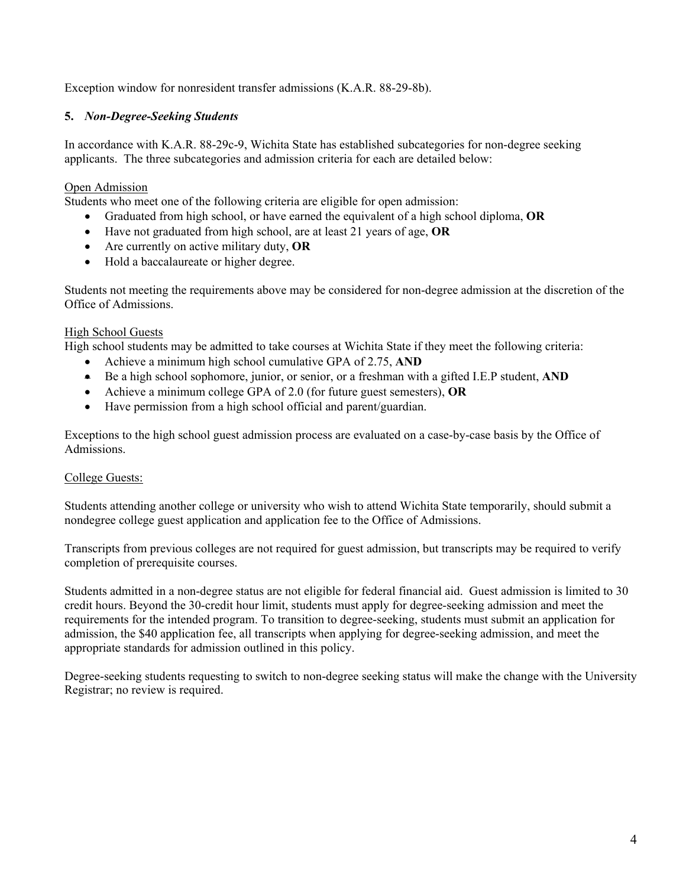Exception window for nonresident transfer admissions (K.A.R. 88-29-8b).

**5.** ***Non-Degree-Seeking Students***

In accordance with K.A.R. 88-29c-9, Wichita State has established subcategories for non-degree seeking applicants. The three subcategories and admission criteria for each are detailed below:

Open Admission

Students who meet one of the following criteria are eligible for open admission:

- Graduated from high school, or have earned the equivalent of a high school diploma, **OR**
- Have not graduated from high school, are at least 21 years of age, **OR**
- Are currently on active military duty, **OR**
- Hold a baccalaureate or higher degree.

Students not meeting the requirements above may be considered for non-degree admission at the discretion of the Office of Admissions.

High School Guests

High school students may be admitted to take courses at Wichita State if they meet the following criteria:

- Achieve a minimum high school cumulative GPA of 2.75, **AND**
- Be a high school sophomore, junior, or senior, or a freshman with a gifted I.E.P student, **AND**
- Achieve a minimum college GPA of 2.0 (for future guest semesters), **OR**
- Have permission from a high school official and parent/guardian.

Exceptions to the high school guest admission process are evaluated on a case-by-case basis by the Office of Admissions.

College Guests:

Students attending another college or university who wish to attend Wichita State temporarily, should submit a nondegree college guest application and application fee to the Office of Admissions.

Transcripts from previous colleges are not required for guest admission, but transcripts may be required to verify completion of prerequisite courses.

Students admitted in a non-degree status are not eligible for federal financial aid. Guest admission is limited to 30 credit hours. Beyond the 30-credit hour limit, students must apply for degree-seeking admission and meet the requirements for the intended program. To transition to degree-seeking, students must submit an application for admission, the $40 application fee, all transcripts when applying for degree-seeking admission, and meet the appropriate standards for admission outlined in this policy.

Degree-seeking students requesting to switch to non-degree seeking status will make the change with the University Registrar; no review is required.